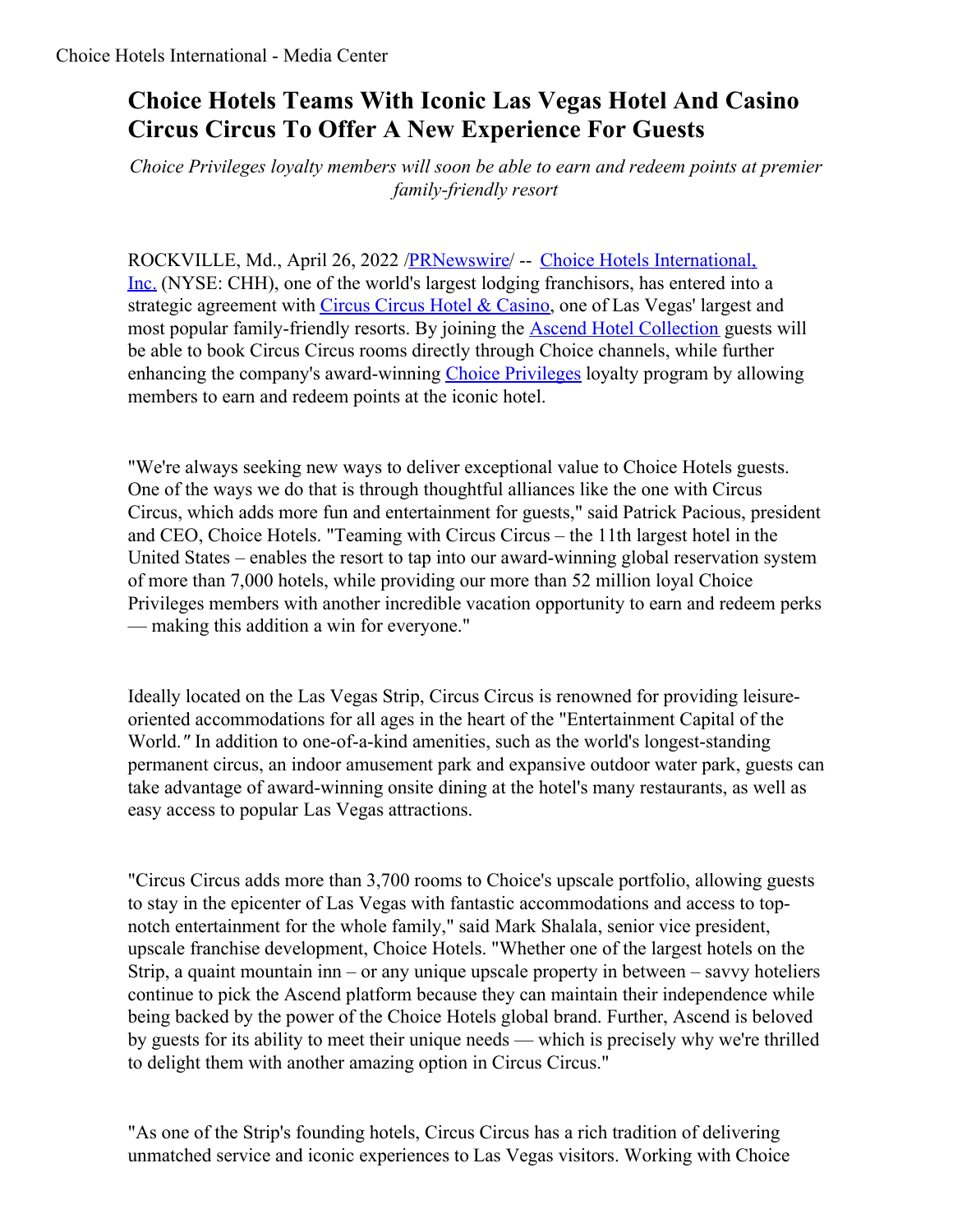# Choice Hotels Teams With Iconic Las Vegas Hotel And Casino Circus Circus To Offer A New Experience For Guests

*Choice Privileges loyalty members will soon be able to earn and redeem points at premier family-friendly resort*

ROCKVILLE, Md., April 26, 2022 /PRNewswire/ -- Choice Hotels International, Inc. (NYSE: CHH), one of the world's largest lodging franchisors, has entered into a strategic agreement with Circus Circus Hotel & Casino, one of Las Vegas' largest and most popular family-friendly resorts. By joining the Ascend Hotel Collection guests will be able to book Circus Circus rooms directly through Choice channels, while further enhancing the company's award-winning Choice Privileges loyalty program by allowing members to earn and redeem points at the iconic hotel.

"We're always seeking new ways to deliver exceptional value to Choice Hotels guests. One of the ways we do that is through thoughtful alliances like the one with Circus Circus, which adds more fun and entertainment for guests," said Patrick Pacious, president and CEO, Choice Hotels. "Teaming with Circus Circus – the 11th largest hotel in the United States – enables the resort to tap into our award-winning global reservation system of more than 7,000 hotels, while providing our more than 52 million loyal Choice Privileges members with another incredible vacation opportunity to earn and redeem perks — making this addition a win for everyone."

Ideally located on the Las Vegas Strip, Circus Circus is renowned for providing leisure-oriented accommodations for all ages in the heart of the "Entertainment Capital of the World." In addition to one-of-a-kind amenities, such as the world's longest-standing permanent circus, an indoor amusement park and expansive outdoor water park, guests can take advantage of award-winning onsite dining at the hotel's many restaurants, as well as easy access to popular Las Vegas attractions.

"Circus Circus adds more than 3,700 rooms to Choice's upscale portfolio, allowing guests to stay in the epicenter of Las Vegas with fantastic accommodations and access to top-notch entertainment for the whole family," said Mark Shalala, senior vice president, upscale franchise development, Choice Hotels. "Whether one of the largest hotels on the Strip, a quaint mountain inn – or any unique upscale property in between – savvy hoteliers continue to pick the Ascend platform because they can maintain their independence while being backed by the power of the Choice Hotels global brand. Further, Ascend is beloved by guests for its ability to meet their unique needs — which is precisely why we're thrilled to delight them with another amazing option in Circus Circus."

"As one of the Strip's founding hotels, Circus Circus has a rich tradition of delivering unmatched service and iconic experiences to Las Vegas visitors. Working with Choice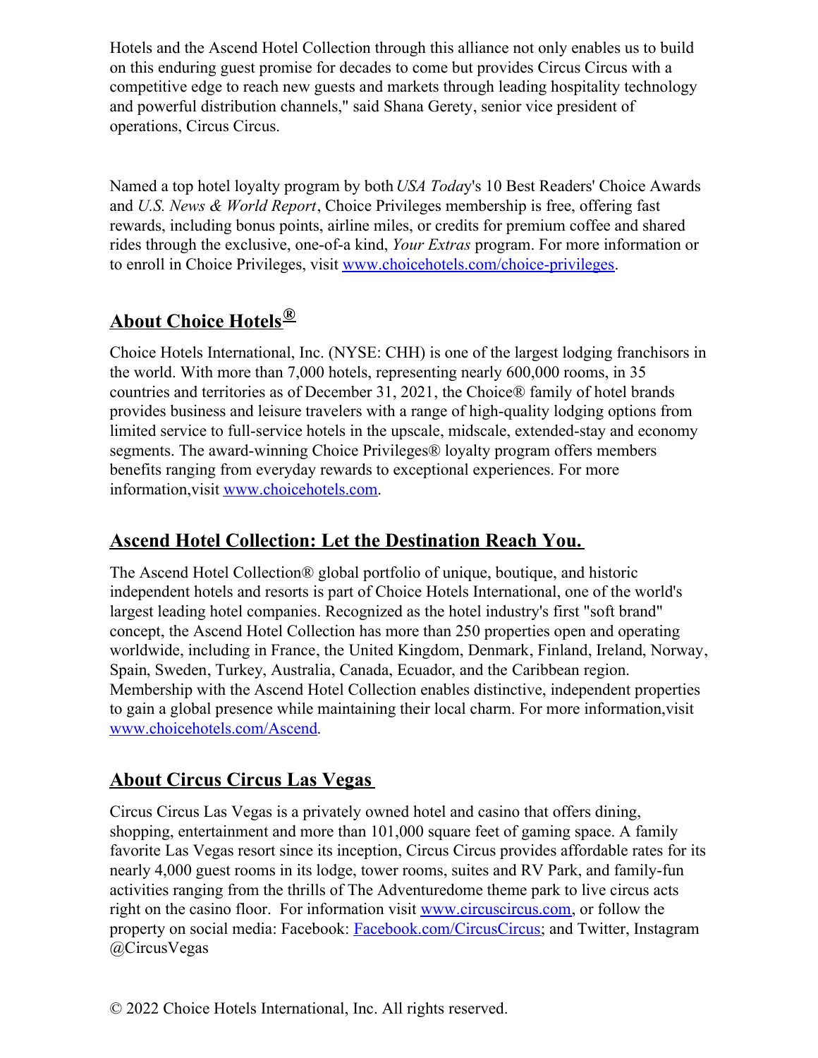Hotels and the Ascend Hotel Collection through this alliance not only enables us to build on this enduring guest promise for decades to come but provides Circus Circus with a competitive edge to reach new guests and markets through leading hospitality technology and powerful distribution channels," said Shana Gerety, senior vice president of operations, Circus Circus.

Named a top hotel loyalty program by both *USA Today*'s 10 Best Readers' Choice Awards and *U.S. News & World Report*, Choice Privileges membership is free, offering fast rewards, including bonus points, airline miles, or credits for premium coffee and shared rides through the exclusive, one-of-a kind, *Your Extras* program. For more information or to enroll in Choice Privileges, visit [www.choicehotels.com/choice-privileges](www.choicehotels.com/choice-privileges).

## About Choice Hotels®

Choice Hotels International, Inc. (NYSE: CHH) is one of the largest lodging franchisors in the world. With more than 7,000 hotels, representing nearly 600,000 rooms, in 35 countries and territories as of December 31, 2021, the Choice® family of hotel brands provides business and leisure travelers with a range of high-quality lodging options from limited service to full-service hotels in the upscale, midscale, extended-stay and economy segments. The award-winning Choice Privileges® loyalty program offers members benefits ranging from everyday rewards to exceptional experiences. For more information,visit [www.choicehotels.com](www.choicehotels.com).

## Ascend Hotel Collection: Let the Destination Reach You.

The Ascend Hotel Collection® global portfolio of unique, boutique, and historic independent hotels and resorts is part of Choice Hotels International, one of the world's largest leading hotel companies. Recognized as the hotel industry's first "soft brand" concept, the Ascend Hotel Collection has more than 250 properties open and operating worldwide, including in France, the United Kingdom, Denmark, Finland, Ireland, Norway, Spain, Sweden, Turkey, Australia, Canada, Ecuador, and the Caribbean region. Membership with the Ascend Hotel Collection enables distinctive, independent properties to gain a global presence while maintaining their local charm. For more information,visit [www.choicehotels.com/Ascend](www.choicehotels.com/Ascend).

## About Circus Circus Las Vegas

Circus Circus Las Vegas is a privately owned hotel and casino that offers dining, shopping, entertainment and more than 101,000 square feet of gaming space. A family favorite Las Vegas resort since its inception, Circus Circus provides affordable rates for its nearly 4,000 guest rooms in its lodge, tower rooms, suites and RV Park, and family-fun activities ranging from the thrills of The Adventuredome theme park to live circus acts right on the casino floor. For information visit [www.circuscircus.com](www.circuscircus.com), or follow the property on social media: Facebook: [Facebook.com/CircusCircus](Facebook.com/CircusCircus); and Twitter, Instagram @CircusVegas

© 2022 Choice Hotels International, Inc. All rights reserved.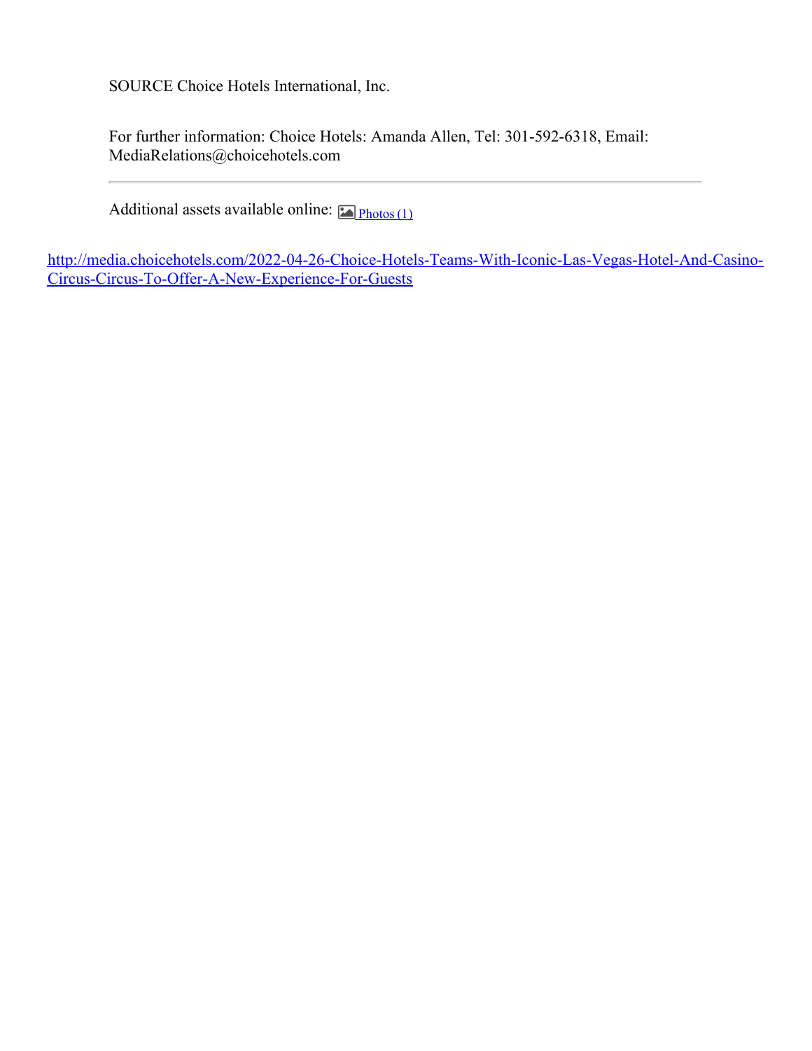SOURCE Choice Hotels International, Inc.

For further information: Choice Hotels: Amanda Allen, Tel: 301-592-6318, Email: MediaRelations@choicehotels.com

---

Additional assets available online: Photos (1)

http://media.choicehotels.com/2022-04-26-Choice-Hotels-Teams-With-Iconic-Las-Vegas-Hotel-And-Casino-Circus-Circus-To-Offer-A-New-Experience-For-Guests